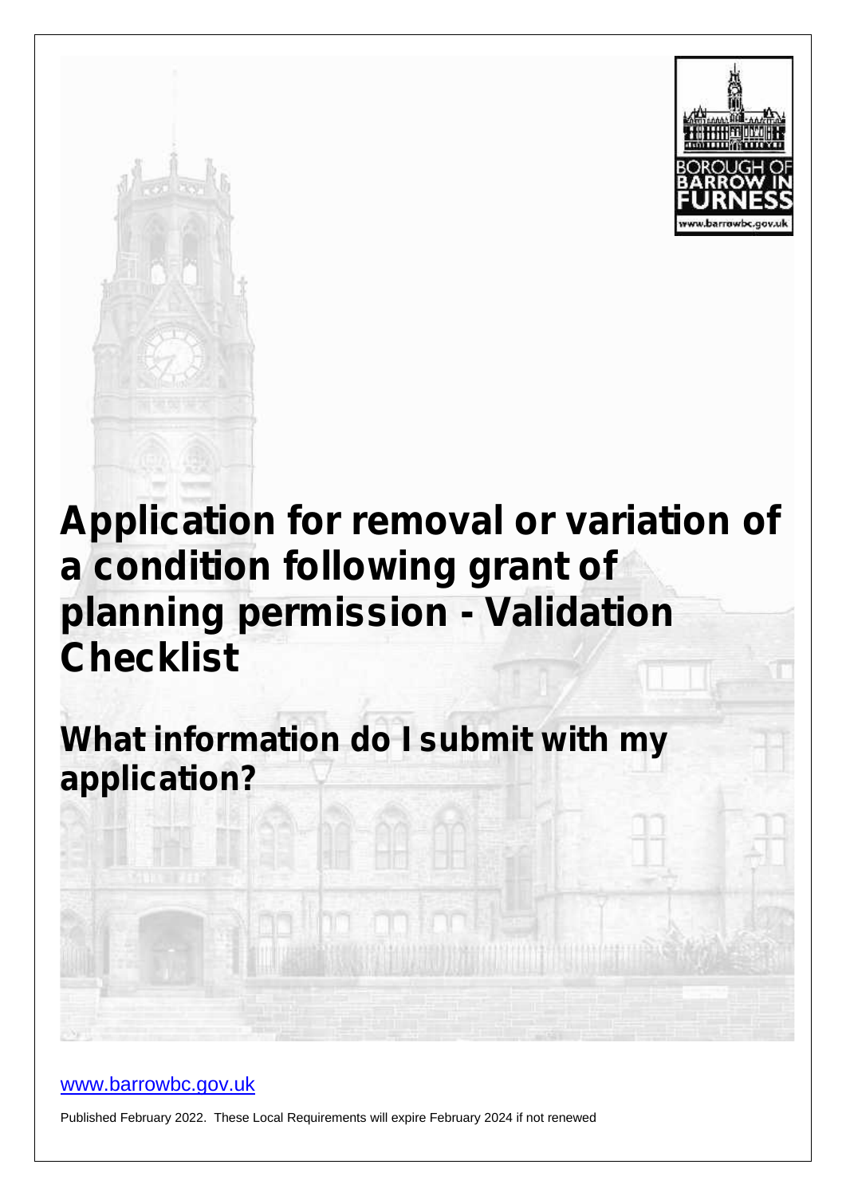# Application for removal or variation of a condition following grant of planning permission - Validation Checklist

## What information do I submit with my application?

[www.barrowbc.gov.uk](http://www.barrowbc.gov.uk)

Published February 2022. These Local Requirements will expire February 2024 if not renewed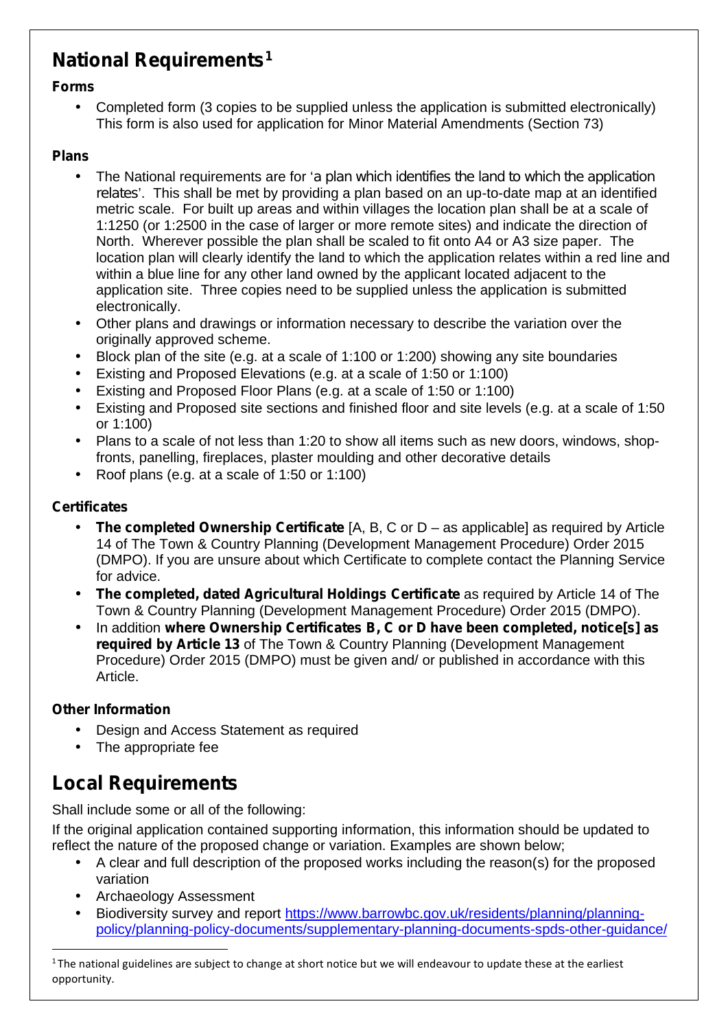## National Requirements[1]

**Forms**

- Completed form (3 copies to be supplied unless the application is submitted electronically) This form is also used for application for Minor Material Amendments (Section 73)

**Plans**

- The National requirements are for 'a plan which identifies the land to which the application relates'. This shall be met by providing a plan based on an up-to-date map at an identified metric scale. For built up areas and within villages the location plan shall be at a scale of 1:1250 (or 1:2500 in the case of larger or more remote sites) and indicate the direction of North. Wherever possible the plan shall be scaled to fit onto A4 or A3 size paper. The location plan will clearly identify the land to which the application relates within a red line and within a blue line for any other land owned by the applicant located adjacent to the application site. Three copies need to be supplied unless the application is submitted electronically.
- Other plans and drawings or information necessary to describe the variation over the originally approved scheme.
- Block plan of the site (e.g. at a scale of 1:100 or 1:200) showing any site boundaries
- Existing and Proposed Elevations (e.g. at a scale of 1:50 or 1:100)
- Existing and Proposed Floor Plans (e.g. at a scale of 1:50 or 1:100)
- Existing and Proposed site sections and finished floor and site levels (e.g. at a scale of 1:50 or 1:100)
- Plans to a scale of not less than 1:20 to show all items such as new doors, windows, shop-fronts, panelling, fireplaces, plaster moulding and other decorative details
- Roof plans (e.g. at a scale of 1:50 or 1:100)

**Certificates**

- **The completed Ownership Certificate** [A, B, C or D – as applicable] as required by Article 14 of The Town & Country Planning (Development Management Procedure) Order 2015 (DMPO). If you are unsure about which Certificate to complete contact the Planning Service for advice.
- **The completed, dated Agricultural Holdings Certificate** as required by Article 14 of The Town & Country Planning (Development Management Procedure) Order 2015 (DMPO).
- In addition **where Ownership Certificates B, C or D have been completed, notice[s] as required by Article 13** of The Town & Country Planning (Development Management Procedure) Order 2015 (DMPO) must be given and/ or published in accordance with this Article.

**Other Information**

- Design and Access Statement as required
- The appropriate fee

## Local Requirements

Shall include some or all of the following:

If the original application contained supporting information, this information should be updated to reflect the nature of the proposed change or variation. Examples are shown below;

- A clear and full description of the proposed works including the reason(s) for the proposed variation
- Archaeology Assessment
- Biodiversity survey and report https://www.barrowbc.gov.uk/residents/planning/planning-policy/planning-policy-documents/supplementary-planning-documents-spds-other-guidance/

[1] The national guidelines are subject to change at short notice but we will endeavour to update these at the earliest opportunity.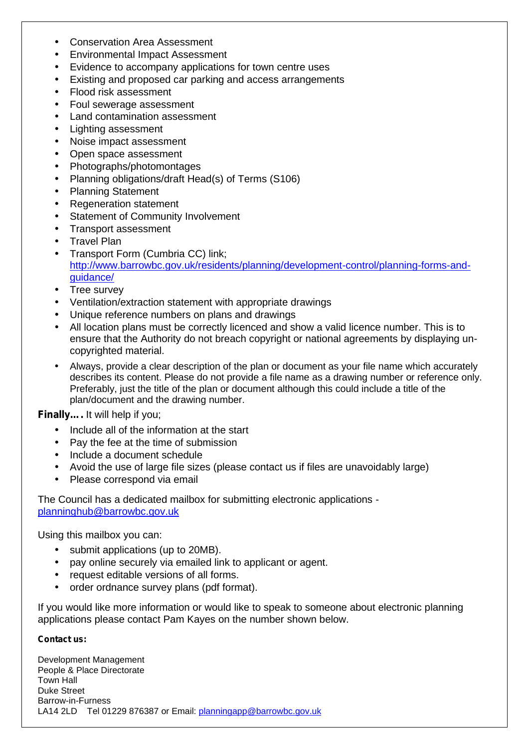- Conservation Area Assessment
- Environmental Impact Assessment
- Evidence to accompany applications for town centre uses
- Existing and proposed car parking and access arrangements
- Flood risk assessment
- Foul sewerage assessment
- Land contamination assessment
- Lighting assessment
- Noise impact assessment
- Open space assessment
- Photographs/photomontages
- Planning obligations/draft Head(s) of Terms (S106)
- Planning Statement
- Regeneration statement
- Statement of Community Involvement
- Transport assessment
- Travel Plan
- Transport Form (Cumbria CC) link; [http://www.barrowbc.gov.uk/residents/planning/development-control/planning-forms-and-guidance/](http://www.barrowbc.gov.uk/residents/planning/development-control/planning-forms-and-guidance/)
- Tree survey
- Ventilation/extraction statement with appropriate drawings
- Unique reference numbers on plans and drawings
- All location plans must be correctly licenced and show a valid licence number. This is to ensure that the Authority do not breach copyright or national agreements by displaying un-copyrighted material.
- Always, provide a clear description of the plan or document as your file name which accurately describes its content. Please do not provide a file name as a drawing number or reference only. Preferably, just the title of the plan or document although this could include a title of the plan/document and the drawing number.

**Finally….** It will help if you;

- Include all of the information at the start
- Pay the fee at the time of submission
- Include a document schedule
- Avoid the use of large file sizes (please contact us if files are unavoidably large)
- Please correspond via email

The Council has a dedicated mailbox for submitting electronic applications - [planninghub@barrowbc.gov.uk](mailto:planninghub@barrowbc.gov.uk)

Using this mailbox you can:

- submit applications (up to 20MB).
- pay online securely via emailed link to applicant or agent.
- request editable versions of all forms.
- order ordnance survey plans (pdf format).

If you would like more information or would like to speak to someone about electronic planning applications please contact Pam Kayes on the number shown below.

**Contact us:**

Development Management
People & Place Directorate
Town Hall
Duke Street
Barrow-in-Furness
LA14 2LD Tel 01229 876387 or Email: [planningapp@barrowbc.gov.uk](mailto:planningapp@barrowbc.gov.uk)